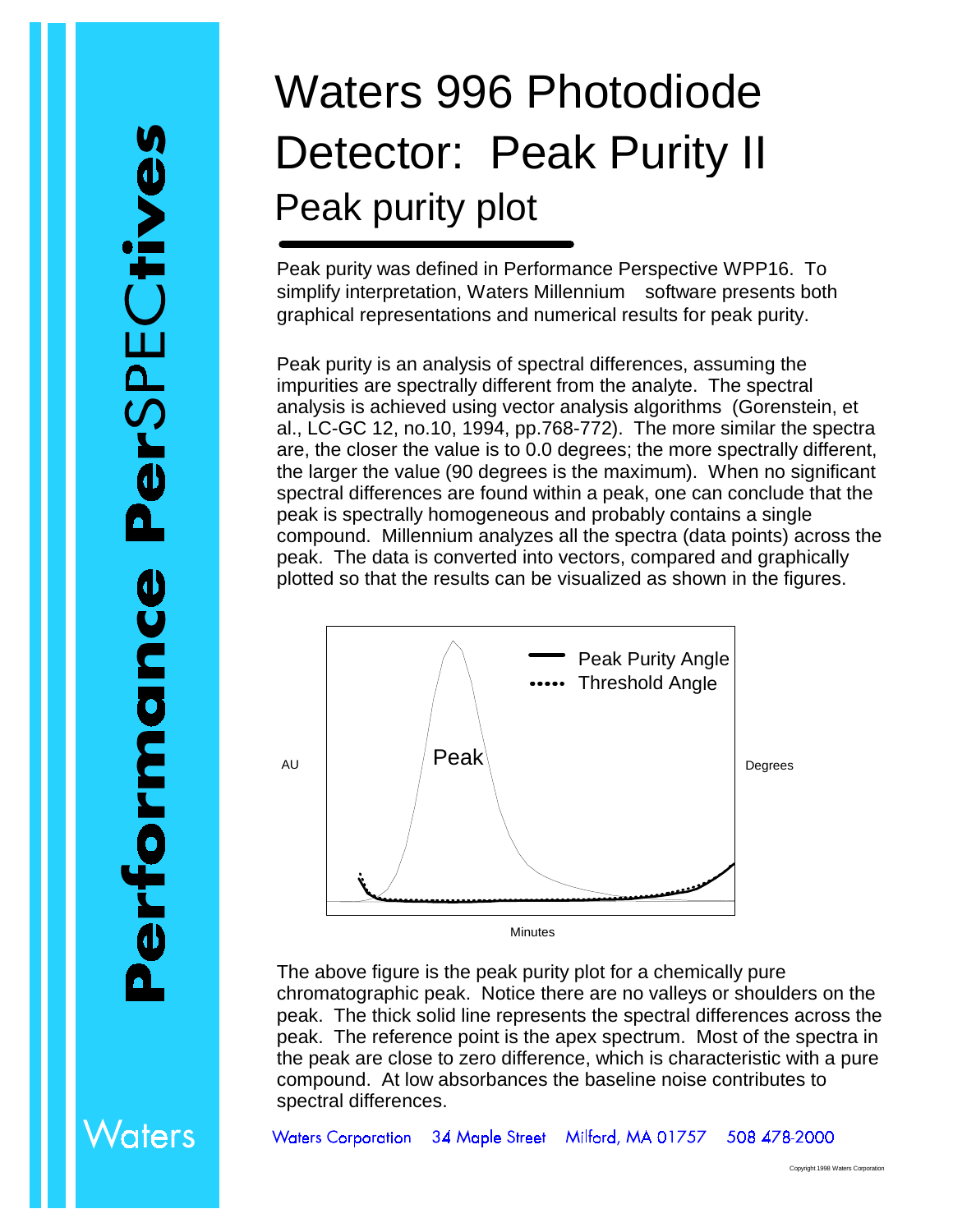# Waters 996 Photodiode Detector: Peak Purity II

## Peak purity plot

Peak purity was defined in Performance Perspective WPP16. To simplify interpretation, Waters Millennium software presents both graphical representations and numerical results for peak purity.

Peak purity is an analysis of spectral differences, assuming the impurities are spectrally different from the analyte. The spectral analysis is achieved using vector analysis algorithms (Gorenstein, et al., LC-GC 12, no.10, 1994, pp.768-772). The more similar the spectra are, the closer the value is to 0.0 degrees; the more spectrally different, the larger the value (90 degrees is the maximum). When no significant spectral differences are found within a peak, one can conclude that the peak is spectrally homogeneous and probably contains a single compound. Millennium analyzes all the spectra (data points) across the peak. The data is converted into vectors, compared and graphically plotted so that the results can be visualized as shown in the figures.

Peak Purity Angle
Threshold Angle
Peak
AU
Degrees
Minutes

The above figure is the peak purity plot for a chemically pure chromatographic peak. Notice there are no valleys or shoulders on the peak. The thick solid line represents the spectral differences across the peak. The reference point is the apex spectrum. Most of the spectra in the peak are close to zero difference, which is characteristic with a pure compound. At low absorbances the baseline noise contributes to spectral differences.

Waters Corporation 34 Maple Street Milford, MA 01757 508 478-2000

Copyright 1998 Waters Corporation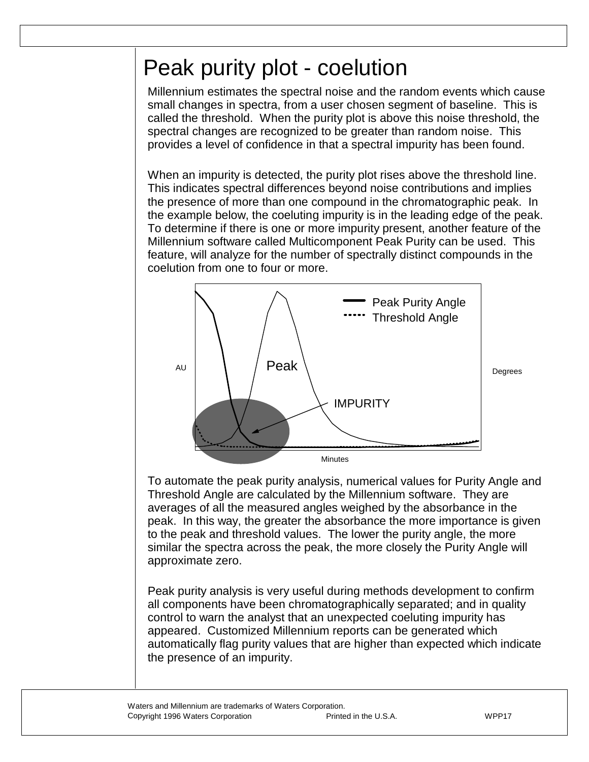# Peak purity plot - coelution

Millennium estimates the spectral noise and the random events which cause small changes in spectra, from a user chosen segment of baseline. This is called the threshold. When the purity plot is above this noise threshold, the spectral changes are recognized to be greater than random noise. This provides a level of confidence in that a spectral impurity has been found.

When an impurity is detected, the purity plot rises above the threshold line. This indicates spectral differences beyond noise contributions and implies the presence of more than one compound in the chromatographic peak. In the example below, the coeluting impurity is in the leading edge of the peak. To determine if there is one or more impurity present, another feature of the Millennium software called Multicomponent Peak Purity can be used. This feature, will analyze for the number of spectrally distinct compounds in the coelution from one to four or more.

Peak Purity Angle
Threshold Angle
AU
Peak
Degrees
IMPURITY
Minutes

To automate the peak purity analysis, numerical values for Purity Angle and Threshold Angle are calculated by the Millennium software. They are averages of all the measured angles weighed by the absorbance in the peak. In this way, the greater the absorbance the more importance is given to the peak and threshold values. The lower the purity angle, the more similar the spectra across the peak, the more closely the Purity Angle will approximate zero.

Peak purity analysis is very useful during methods development to confirm all components have been chromatographically separated; and in quality control to warn the analyst that an unexpected coeluting impurity has appeared. Customized Millennium reports can be generated which automatically flag purity values that are higher than expected which indicate the presence of an impurity.

Waters and Millennium are trademarks of Waters Corporation.
Copyright 1996 Waters Corporation Printed in the U.S.A. WPP17